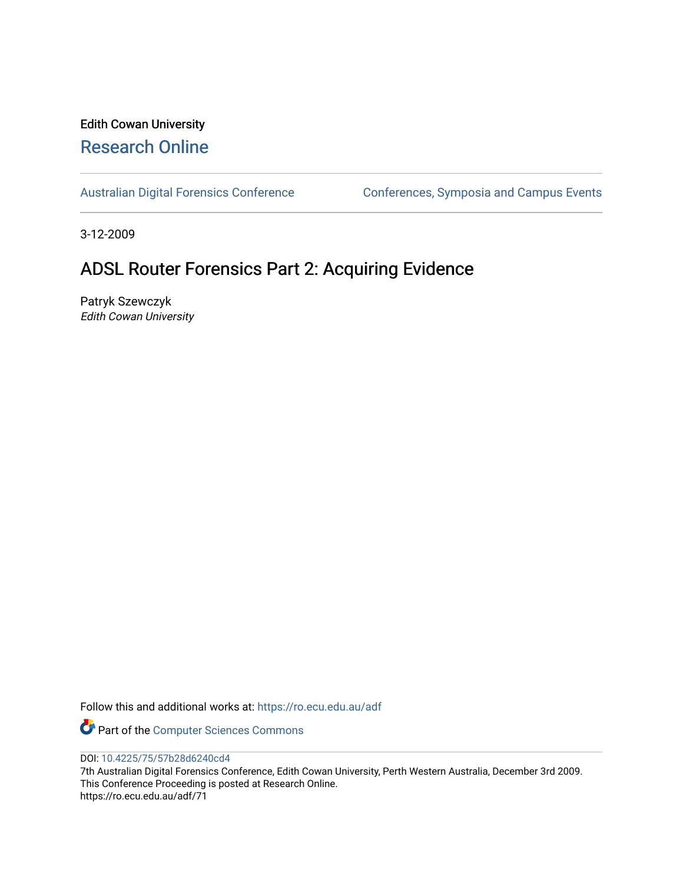Edith Cowan University

## Research Online

Australian Digital Forensics Conference

Conferences, Symposia and Campus Events

3-12-2009

# ADSL Router Forensics Part 2: Acquiring Evidence

Patryk Szewczyk

*Edith Cowan University*

Follow this and additional works at: https://ro.ecu.edu.au/adf

Part of the Computer Sciences Commons

DOI: 10.4225/75/57b28d6240cd4

7th Australian Digital Forensics Conference, Edith Cowan University, Perth Western Australia, December 3rd 2009.
This Conference Proceeding is posted at Research Online.
https://ro.ecu.edu.au/adf/71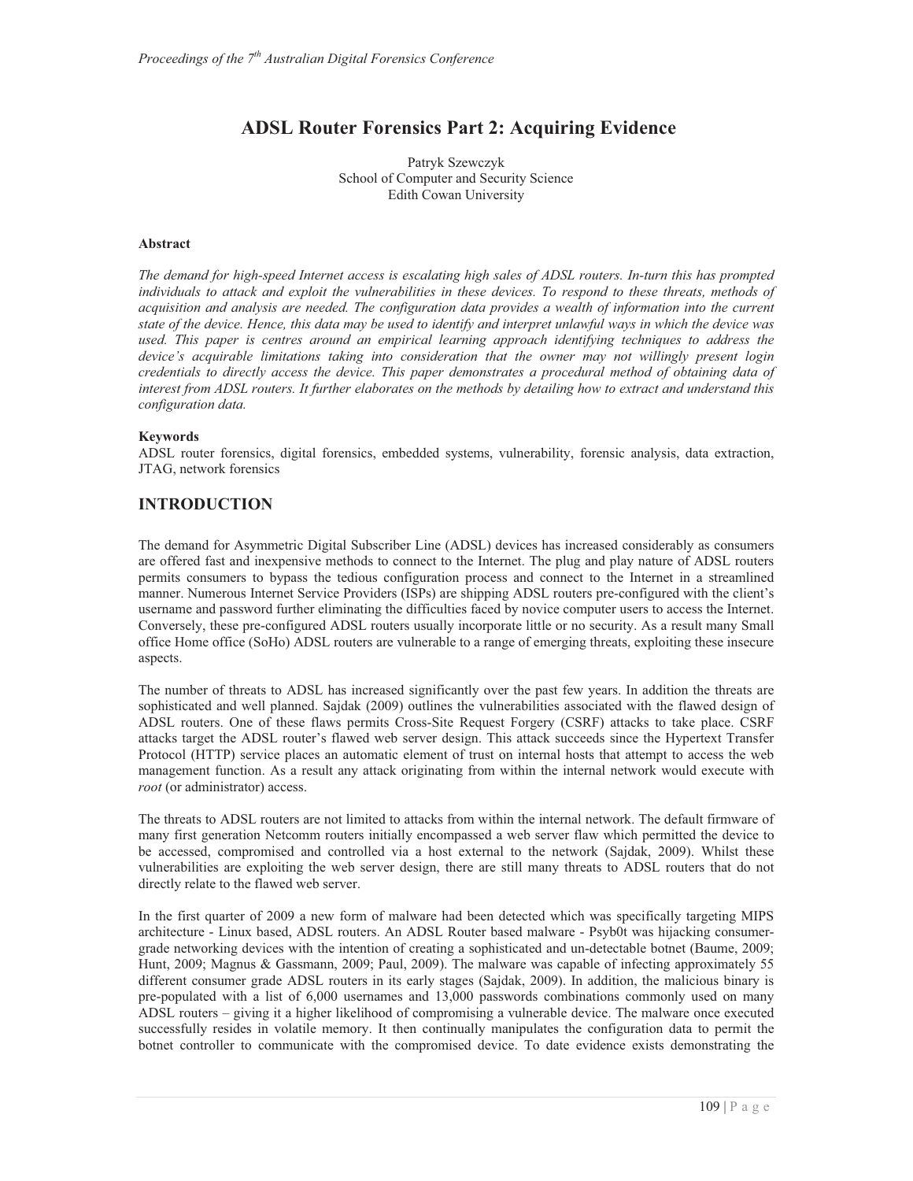# ADSL Router Forensics Part 2: Acquiring Evidence

Patryk Szewczyk
School of Computer and Security Science
Edith Cowan University

### Abstract

*The demand for high-speed Internet access is escalating high sales of ADSL routers. In-turn this has prompted individuals to attack and exploit the vulnerabilities in these devices. To respond to these threats, methods of acquisition and analysis are needed. The configuration data provides a wealth of information into the current state of the device. Hence, this data may be used to identify and interpret unlawful ways in which the device was used. This paper is centres around an empirical learning approach identifying techniques to address the device's acquirable limitations taking into consideration that the owner may not willingly present login credentials to directly access the device. This paper demonstrates a procedural method of obtaining data of interest from ADSL routers. It further elaborates on the methods by detailing how to extract and understand this configuration data.*

### Keywords

ADSL router forensics, digital forensics, embedded systems, vulnerability, forensic analysis, data extraction, JTAG, network forensics

## INTRODUCTION

The demand for Asymmetric Digital Subscriber Line (ADSL) devices has increased considerably as consumers are offered fast and inexpensive methods to connect to the Internet. The plug and play nature of ADSL routers permits consumers to bypass the tedious configuration process and connect to the Internet in a streamlined manner. Numerous Internet Service Providers (ISPs) are shipping ADSL routers pre-configured with the client's username and password further eliminating the difficulties faced by novice computer users to access the Internet. Conversely, these pre-configured ADSL routers usually incorporate little or no security. As a result many Small office Home office (SoHo) ADSL routers are vulnerable to a range of emerging threats, exploiting these insecure aspects.

The number of threats to ADSL has increased significantly over the past few years. In addition the threats are sophisticated and well planned. Sajdak (2009) outlines the vulnerabilities associated with the flawed design of ADSL routers. One of these flaws permits Cross-Site Request Forgery (CSRF) attacks to take place. CSRF attacks target the ADSL router's flawed web server design. This attack succeeds since the Hypertext Transfer Protocol (HTTP) service places an automatic element of trust on internal hosts that attempt to access the web management function. As a result any attack originating from within the internal network would execute with *root* (or administrator) access.

The threats to ADSL routers are not limited to attacks from within the internal network. The default firmware of many first generation Netcomm routers initially encompassed a web server flaw which permitted the device to be accessed, compromised and controlled via a host external to the network (Sajdak, 2009). Whilst these vulnerabilities are exploiting the web server design, there are still many threats to ADSL routers that do not directly relate to the flawed web server.

In the first quarter of 2009 a new form of malware had been detected which was specifically targeting MIPS architecture - Linux based, ADSL routers. An ADSL Router based malware - Psyb0t was hijacking consumer-grade networking devices with the intention of creating a sophisticated and un-detectable botnet (Baume, 2009; Hunt, 2009; Magnus & Gassmann, 2009; Paul, 2009). The malware was capable of infecting approximately 55 different consumer grade ADSL routers in its early stages (Sajdak, 2009). In addition, the malicious binary is pre-populated with a list of 6,000 usernames and 13,000 passwords combinations commonly used on many ADSL routers – giving it a higher likelihood of compromising a vulnerable device. The malware once executed successfully resides in volatile memory. It then continually manipulates the configuration data to permit the botnet controller to communicate with the compromised device. To date evidence exists demonstrating the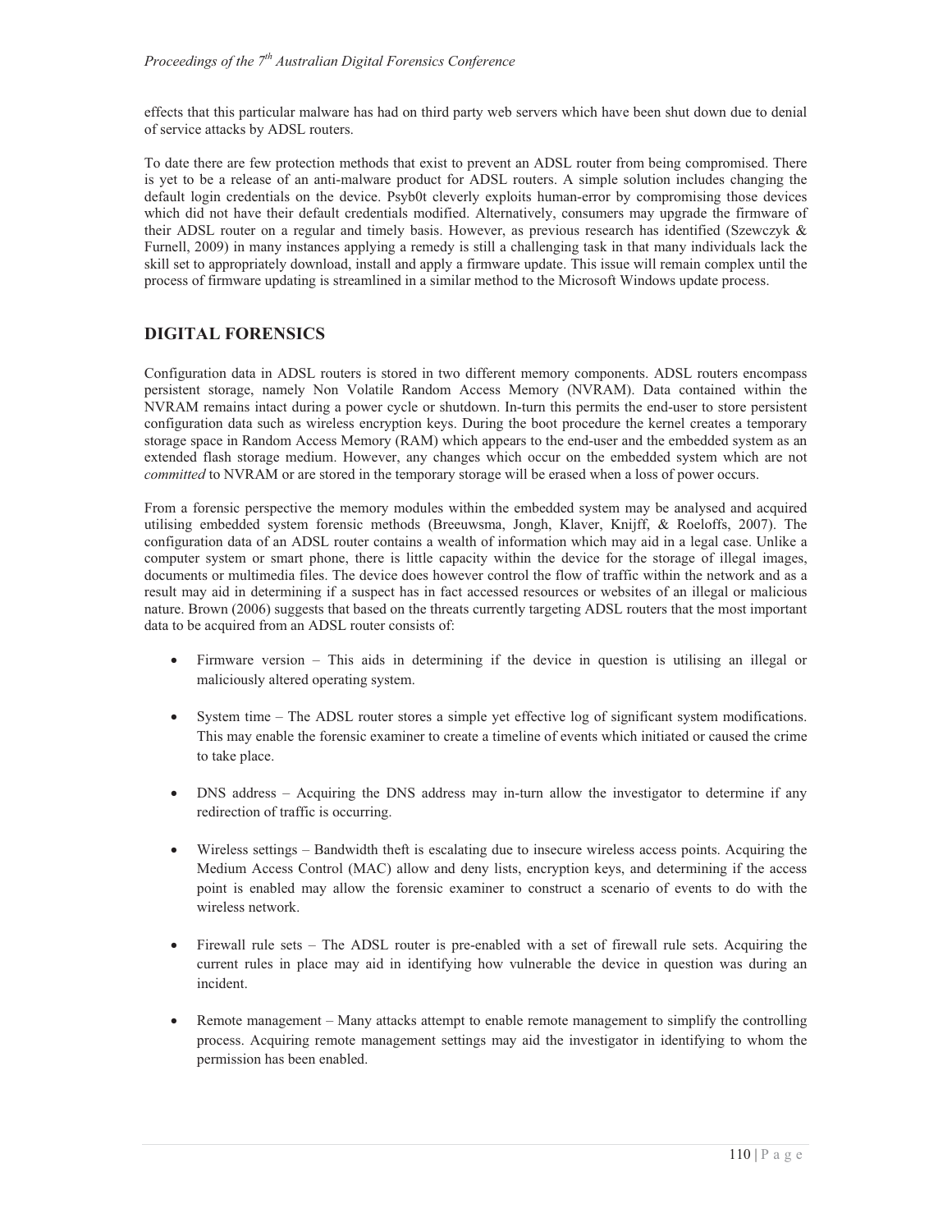effects that this particular malware has had on third party web servers which have been shut down due to denial of service attacks by ADSL routers.

To date there are few protection methods that exist to prevent an ADSL router from being compromised. There is yet to be a release of an anti-malware product for ADSL routers. A simple solution includes changing the default login credentials on the device. Psyb0t cleverly exploits human-error by compromising those devices which did not have their default credentials modified. Alternatively, consumers may upgrade the firmware of their ADSL router on a regular and timely basis. However, as previous research has identified (Szewczyk & Furnell, 2009) in many instances applying a remedy is still a challenging task in that many individuals lack the skill set to appropriately download, install and apply a firmware update. This issue will remain complex until the process of firmware updating is streamlined in a similar method to the Microsoft Windows update process.

## DIGITAL FORENSICS

Configuration data in ADSL routers is stored in two different memory components. ADSL routers encompass persistent storage, namely Non Volatile Random Access Memory (NVRAM). Data contained within the NVRAM remains intact during a power cycle or shutdown. In-turn this permits the end-user to store persistent configuration data such as wireless encryption keys. During the boot procedure the kernel creates a temporary storage space in Random Access Memory (RAM) which appears to the end-user and the embedded system as an extended flash storage medium. However, any changes which occur on the embedded system which are not *committed* to NVRAM or are stored in the temporary storage will be erased when a loss of power occurs.

From a forensic perspective the memory modules within the embedded system may be analysed and acquired utilising embedded system forensic methods (Breeuwsma, Jongh, Klaver, Knijff, & Roeloffs, 2007). The configuration data of an ADSL router contains a wealth of information which may aid in a legal case. Unlike a computer system or smart phone, there is little capacity within the device for the storage of illegal images, documents or multimedia files. The device does however control the flow of traffic within the network and as a result may aid in determining if a suspect has in fact accessed resources or websites of an illegal or malicious nature. Brown (2006) suggests that based on the threats currently targeting ADSL routers that the most important data to be acquired from an ADSL router consists of:

- Firmware version – This aids in determining if the device in question is utilising an illegal or maliciously altered operating system.
- System time – The ADSL router stores a simple yet effective log of significant system modifications. This may enable the forensic examiner to create a timeline of events which initiated or caused the crime to take place.
- DNS address – Acquiring the DNS address may in-turn allow the investigator to determine if any redirection of traffic is occurring.
- Wireless settings – Bandwidth theft is escalating due to insecure wireless access points. Acquiring the Medium Access Control (MAC) allow and deny lists, encryption keys, and determining if the access point is enabled may allow the forensic examiner to construct a scenario of events to do with the wireless network.
- Firewall rule sets – The ADSL router is pre-enabled with a set of firewall rule sets. Acquiring the current rules in place may aid in identifying how vulnerable the device in question was during an incident.
- Remote management – Many attacks attempt to enable remote management to simplify the controlling process. Acquiring remote management settings may aid the investigator in identifying to whom the permission has been enabled.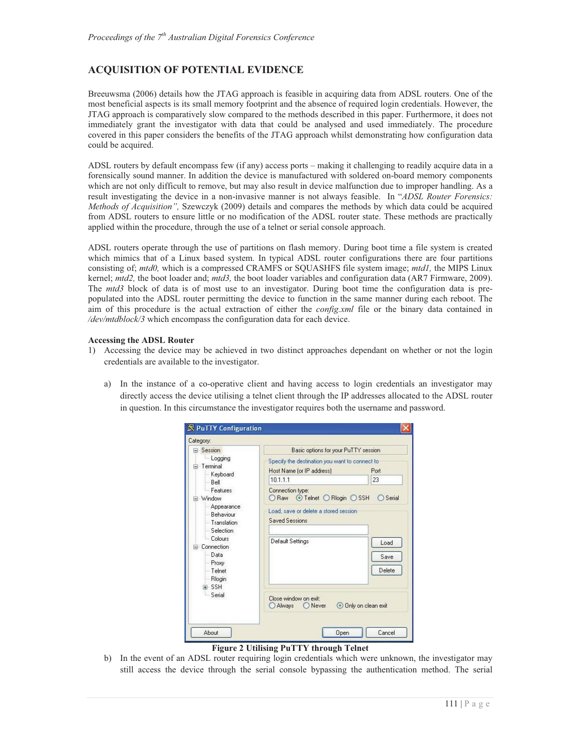## ACQUISITION OF POTENTIAL EVIDENCE

Breeuwsma (2006) details how the JTAG approach is feasible in acquiring data from ADSL routers. One of the most beneficial aspects is its small memory footprint and the absence of required login credentials. However, the JTAG approach is comparatively slow compared to the methods described in this paper. Furthermore, it does not immediately grant the investigator with data that could be analysed and used immediately. The procedure covered in this paper considers the benefits of the JTAG approach whilst demonstrating how configuration data could be acquired.

ADSL routers by default encompass few (if any) access ports – making it challenging to readily acquire data in a forensically sound manner. In addition the device is manufactured with soldered on-board memory components which are not only difficult to remove, but may also result in device malfunction due to improper handling. As a result investigating the device in a non-invasive manner is not always feasible. In "*ADSL Router Forensics: Methods of Acquisition",* Szewczyk (2009) details and compares the methods by which data could be acquired from ADSL routers to ensure little or no modification of the ADSL router state. These methods are practically applied within the procedure, through the use of a telnet or serial console approach.

ADSL routers operate through the use of partitions on flash memory. During boot time a file system is created which mimics that of a Linux based system. In typical ADSL router configurations there are four partitions consisting of; *mtd0,* which is a compressed CRAMFS or SQUASHFS file system image; *mtd1,* the MIPS Linux kernel; *mtd2,* the boot loader and; *mtd3,* the boot loader variables and configuration data (AR7 Firmware, 2009). The *mtd3* block of data is of most use to an investigator. During boot time the configuration data is pre-populated into the ADSL router permitting the device to function in the same manner during each reboot. The aim of this procedure is the actual extraction of either the *config.xml* file or the binary data contained in */dev/mtdblock/3* which encompass the configuration data for each device.

**Accessing the ADSL Router**

1) Accessing the device may be achieved in two distinct approaches dependant on whether or not the login credentials are available to the investigator.

   a) In the instance of a co-operative client and having access to login credentials an investigator may directly access the device utilising a telnet client through the IP addresses allocated to the ADSL router in question. In this circumstance the investigator requires both the username and password.

**Figure 2 Utilising PuTTY through Telnet**

   b) In the event of an ADSL router requiring login credentials which were unknown, the investigator may still access the device through the serial console bypassing the authentication method. The serial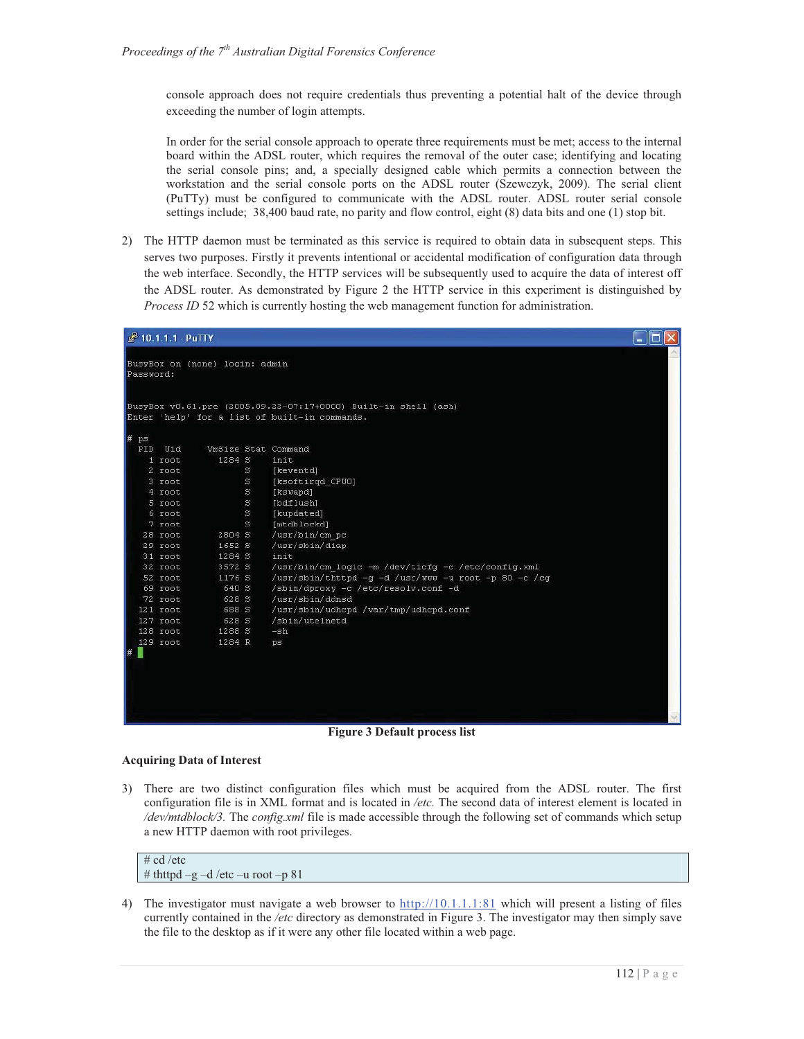console approach does not require credentials thus preventing a potential halt of the device through exceeding the number of login attempts.

In order for the serial console approach to operate three requirements must be met; access to the internal board within the ADSL router, which requires the removal of the outer case; identifying and locating the serial console pins; and, a specially designed cable which permits a connection between the workstation and the serial console ports on the ADSL router (Szewczyk, 2009). The serial client (PuTTy) must be configured to communicate with the ADSL router. ADSL router serial console settings include; 38,400 baud rate, no parity and flow control, eight (8) data bits and one (1) stop bit.

2) The HTTP daemon must be terminated as this service is required to obtain data in subsequent steps. This serves two purposes. Firstly it prevents intentional or accidental modification of configuration data through the web interface. Secondly, the HTTP services will be subsequently used to acquire the data of interest off the ADSL router. As demonstrated by Figure 2 the HTTP service in this experiment is distinguished by *Process ID* 52 which is currently hosting the web management function for administration.

```
10.1.1.1 - PuTTY

BusyBox on (none) login: admin
Password:

BusyBox v0.61.pre (2005.09.22-07:17+0000) Built-in shell (ash)
Enter 'help' for a list of built-in commands.

# ps
  PID  Uid     VmSize Stat Command
    1 root       1284 S    init
    2 root            S    [keventd]
    3 root            S    [ksoftirqd_CPU0]
    4 root            S    [kswapd]
    5 root            S    [bdflush]
    6 root            S    [kupdated]
    7 root            S    [mtdblockd]
   28 root       2804 S    /usr/bin/cm_pc
   29 root       1652 S    /usr/sbin/diap
   31 root       1284 S    init
   32 root       3572 S    /usr/bin/cm_logic -m /dev/ticfg -c /etc/config.xml
   52 root       1176 S    /usr/sbin/thttpd -g -d /usr/www -u root -p 80 -c /cg
   69 root        640 S    /sbin/dproxy -c /etc/resolv.conf -d
   72 root        628 S    /usr/sbin/ddnsd
  121 root        688 S    /usr/sbin/udhcpd /var/tmp/udhcpd.conf
  127 root        628 S    /sbin/utelnetd
  128 root       1288 S    -sh
  129 root       1284 R    ps
#
```

**Figure 3 Default process list**

**Acquiring Data of Interest**

3) There are two distinct configuration files which must be acquired from the ADSL router. The first configuration file is in XML format and is located in */etc.* The second data of interest element is located in */dev/mtdblock/3.* The *config.xml* file is made accessible through the following set of commands which setup a new HTTP daemon with root privileges.

```
# cd /etc
# thttpd –g –d /etc –u root –p 81
```

4) The investigator must navigate a web browser to http://10.1.1.1:81 which will present a listing of files currently contained in the */etc* directory as demonstrated in Figure 3. The investigator may then simply save the file to the desktop as if it were any other file located within a web page.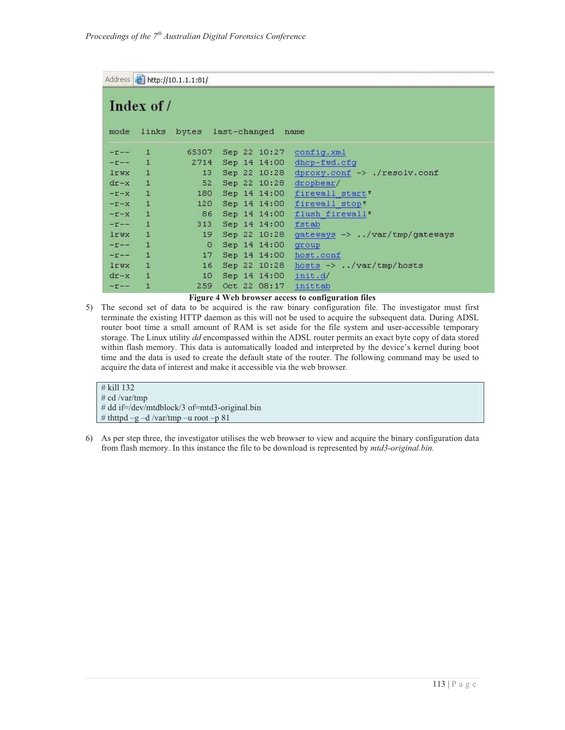```
Address  http://10.1.1.1:81/

Index of /

mode   links  bytes  last-changed  name

-r--   1      65307  Sep 22 10:27  config.xml
-r--   1       2714  Sep 14 14:00  dhcp-fwd.cfg
lrwx   1         13  Sep 22 10:28  dproxy.conf -> ./resolv.conf
dr-x   1         52  Sep 22 10:28  dropbear/
-r-x   1        180  Sep 14 14:00  firewall_start*
-r-x   1        120  Sep 14 14:00  firewall_stop*
-r-x   1         86  Sep 14 14:00  flush_firewall*
-r--   1        313  Sep 14 14:00  fstab
lrwx   1         19  Sep 22 10:28  gateways -> ../var/tmp/gateways
-r--   1          0  Sep 14 14:00  group
-r--   1         17  Sep 14 14:00  host.conf
lrwx   1         16  Sep 22 10:28  hosts -> ../var/tmp/hosts
dr-x   1         10  Sep 14 14:00  init.d/
-r--   1        259  Oct 22 08:17  inittab
```

**Figure 4 Web browser access to configuration files**

5) The second set of data to be acquired is the raw binary configuration file. The investigator must first terminate the existing HTTP daemon as this will not be used to acquire the subsequent data. During ADSL router boot time a small amount of RAM is set aside for the file system and user-accessible temporary storage. The Linux utility *dd* encompassed within the ADSL router permits an exact byte copy of data stored within flash memory. This data is automatically loaded and interpreted by the device's kernel during boot time and the data is used to create the default state of the router. The following command may be used to acquire the data of interest and make it accessible via the web browser.

```
# kill 132
# cd /var/tmp
# dd if=/dev/mtdblock/3 of=mtd3-original.bin
# thttpd –g –d /var/tmp –u root –p 81
```

6) As per step three, the investigator utilises the web browser to view and acquire the binary configuration data from flash memory. In this instance the file to be download is represented by *mtd3-original.bin.*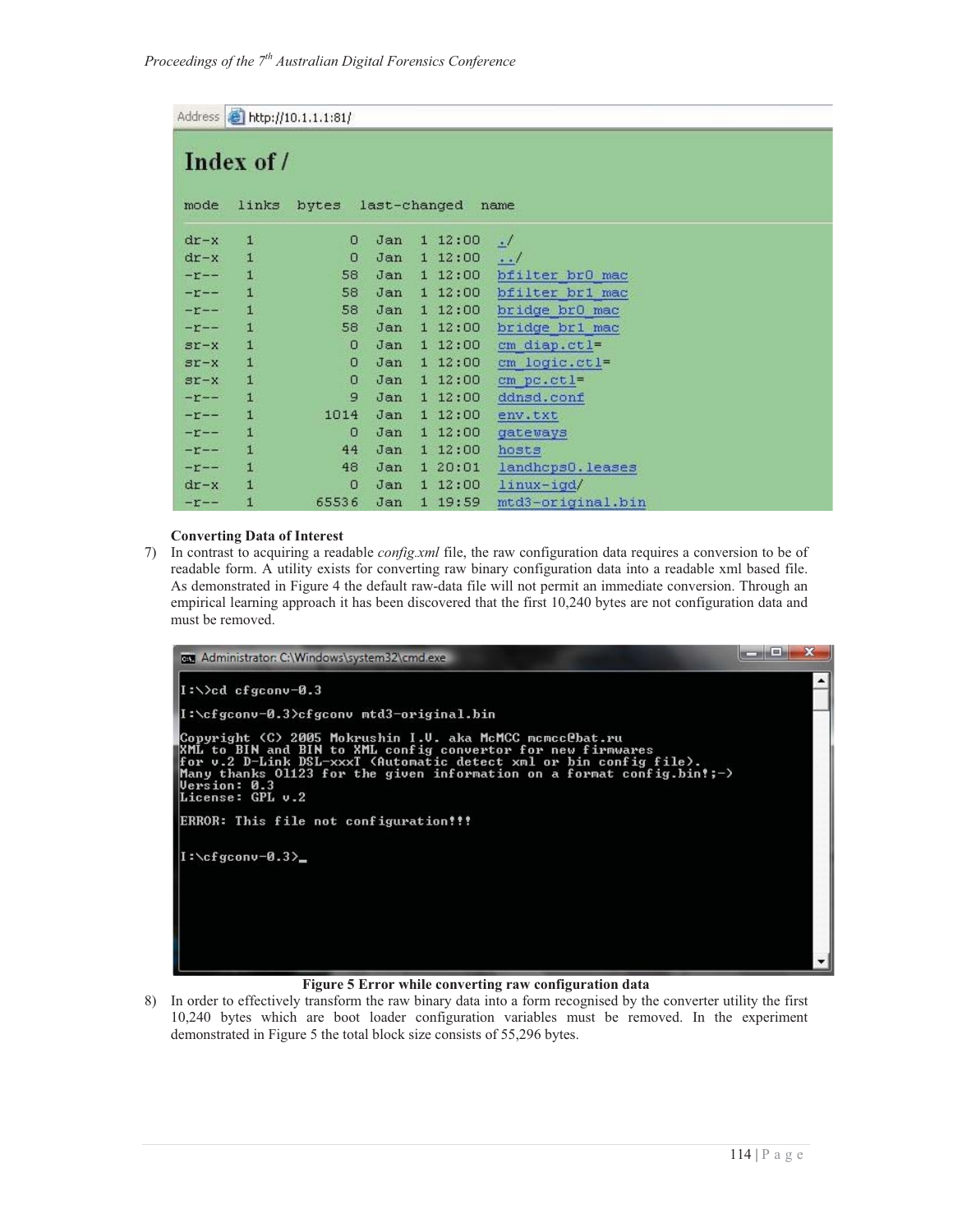Address http://10.1.1.1:81/

**Index of /**

```
mode   links  bytes  last-changed   name

dr-x    1        0   Jan  1 12:00   ./
dr-x    1        0   Jan  1 12:00   ../
-r--    1       58   Jan  1 12:00   bfilter_br0_mac
-r--    1       58   Jan  1 12:00   bfilter_br1_mac
-r--    1       58   Jan  1 12:00   bridge_br0_mac
-r--    1       58   Jan  1 12:00   bridge_br1_mac
sr-x    1        0   Jan  1 12:00   cm_diap.ctl=
sr-x    1        0   Jan  1 12:00   cm_logic.ctl=
sr-x    1        0   Jan  1 12:00   cm_pc.ctl=
-r--    1        9   Jan  1 12:00   ddnsd.conf
-r--    1     1014   Jan  1 12:00   env.txt
-r--    1        0   Jan  1 12:00   gateways
-r--    1       44   Jan  1 12:00   hosts
-r--    1       48   Jan  1 20:01   landhcps0.leases
dr-x    1        0   Jan  1 12:00   linux-igd/
-r--    1    65536   Jan  1 19:59   mtd3-original.bin
```

**Converting Data of Interest**

7) In contrast to acquiring a readable *config.xml* file, the raw configuration data requires a conversion to be of readable form. A utility exists for converting raw binary configuration data into a readable xml based file. As demonstrated in Figure 4 the default raw-data file will not permit an immediate conversion. Through an empirical learning approach it has been discovered that the first 10,240 bytes are not configuration data and must be removed.

```
Administrator: C:\Windows\system32\cmd.exe

I:\>cd cfgconv-0.3

I:\cfgconv-0.3>cfgconv mtd3-original.bin

Copyright (C) 2005 Mokrushin I.V. aka McMCC mcmcc@bat.ru
XML to BIN and BIN to XML config convertor for new firmwares
for v.2 D-Link DSL-xxxT (Automatic detect xml or bin config file).
Many thanks O1123 for the given information on a format config.bin!;-)
Version: 0.3
License: GPL v.2

ERROR: This file not configuration!!!

I:\cfgconv-0.3>_
```

**Figure 5 Error while converting raw configuration data**

8) In order to effectively transform the raw binary data into a form recognised by the converter utility the first 10,240 bytes which are boot loader configuration variables must be removed. In the experiment demonstrated in Figure 5 the total block size consists of 55,296 bytes.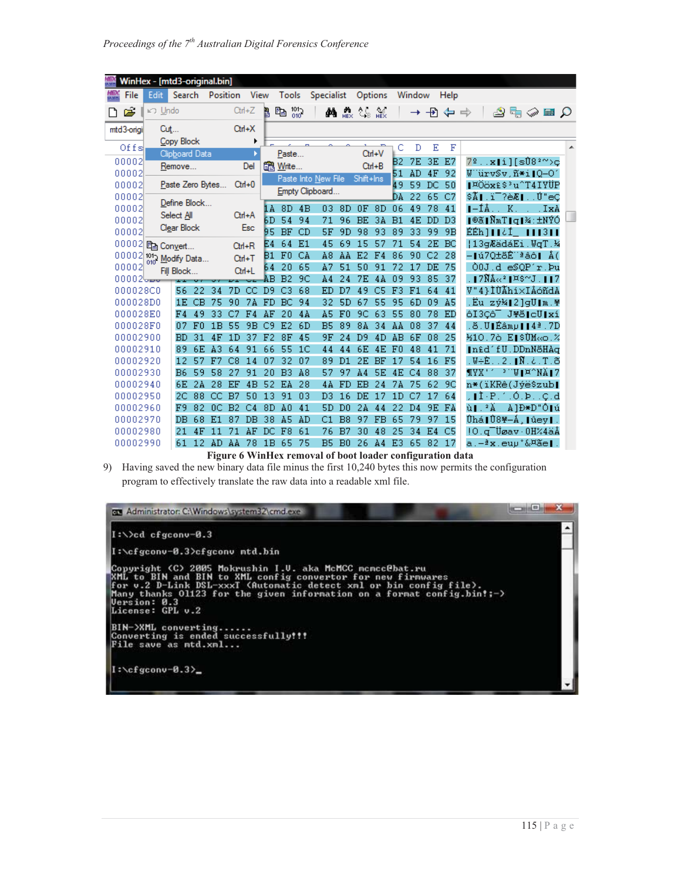Figure 6 WinHex removal of boot loader configuration data

9) Having saved the new binary data file minus the first 10,240 bytes this now permits the configuration program to effectively translate the raw data into a readable xml file.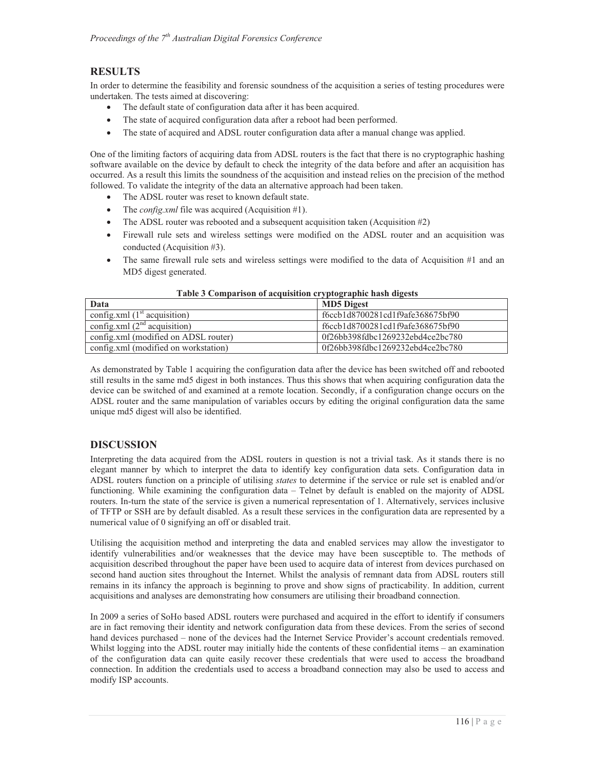## RESULTS

In order to determine the feasibility and forensic soundness of the acquisition a series of testing procedures were undertaken. The tests aimed at discovering:

- The default state of configuration data after it has been acquired.
- The state of acquired configuration data after a reboot had been performed.
- The state of acquired and ADSL router configuration data after a manual change was applied.

One of the limiting factors of acquiring data from ADSL routers is the fact that there is no cryptographic hashing software available on the device by default to check the integrity of the data before and after an acquisition has occurred. As a result this limits the soundness of the acquisition and instead relies on the precision of the method followed. To validate the integrity of the data an alternative approach had been taken.

- The ADSL router was reset to known default state.
- The *config.xml* file was acquired (Acquisition #1).
- The ADSL router was rebooted and a subsequent acquisition taken (Acquisition #2)
- Firewall rule sets and wireless settings were modified on the ADSL router and an acquisition was conducted (Acquisition #3).
- The same firewall rule sets and wireless settings were modified to the data of Acquisition #1 and an MD5 digest generated.

**Table 3 Comparison of acquisition cryptographic hash digests**

| Data | MD5 Digest |
|---|---|
| config.xml (1st acquisition) | f6ccb1d8700281cd1f9afe368675bf90 |
| config.xml (2nd acquisition) | f6ccb1d8700281cd1f9afe368675bf90 |
| config.xml (modified on ADSL router) | 0f26bb398fdbc1269232ebd4ce2bc780 |
| config.xml (modified on workstation) | 0f26bb398fdbc1269232ebd4ce2bc780 |

As demonstrated by Table 1 acquiring the configuration data after the device has been switched off and rebooted still results in the same md5 digest in both instances. Thus this shows that when acquiring configuration data the device can be switched of and examined at a remote location. Secondly, if a configuration change occurs on the ADSL router and the same manipulation of variables occurs by editing the original configuration data the same unique md5 digest will also be identified.

## DISCUSSION

Interpreting the data acquired from the ADSL routers in question is not a trivial task. As it stands there is no elegant manner by which to interpret the data to identify key configuration data sets. Configuration data in ADSL routers function on a principle of utilising *states* to determine if the service or rule set is enabled and/or functioning. While examining the configuration data – Telnet by default is enabled on the majority of ADSL routers. In-turn the state of the service is given a numerical representation of 1. Alternatively, services inclusive of TFTP or SSH are by default disabled. As a result these services in the configuration data are represented by a numerical value of 0 signifying an off or disabled trait.

Utilising the acquisition method and interpreting the data and enabled services may allow the investigator to identify vulnerabilities and/or weaknesses that the device may have been susceptible to. The methods of acquisition described throughout the paper have been used to acquire data of interest from devices purchased on second hand auction sites throughout the Internet. Whilst the analysis of remnant data from ADSL routers still remains in its infancy the approach is beginning to prove and show signs of practicability. In addition, current acquisitions and analyses are demonstrating how consumers are utilising their broadband connection.

In 2009 a series of SoHo based ADSL routers were purchased and acquired in the effort to identify if consumers are in fact removing their identity and network configuration data from these devices. From the series of second hand devices purchased – none of the devices had the Internet Service Provider's account credentials removed. Whilst logging into the ADSL router may initially hide the contents of these confidential items – an examination of the configuration data can quite easily recover these credentials that were used to access the broadband connection. In addition the credentials used to access a broadband connection may also be used to access and modify ISP accounts.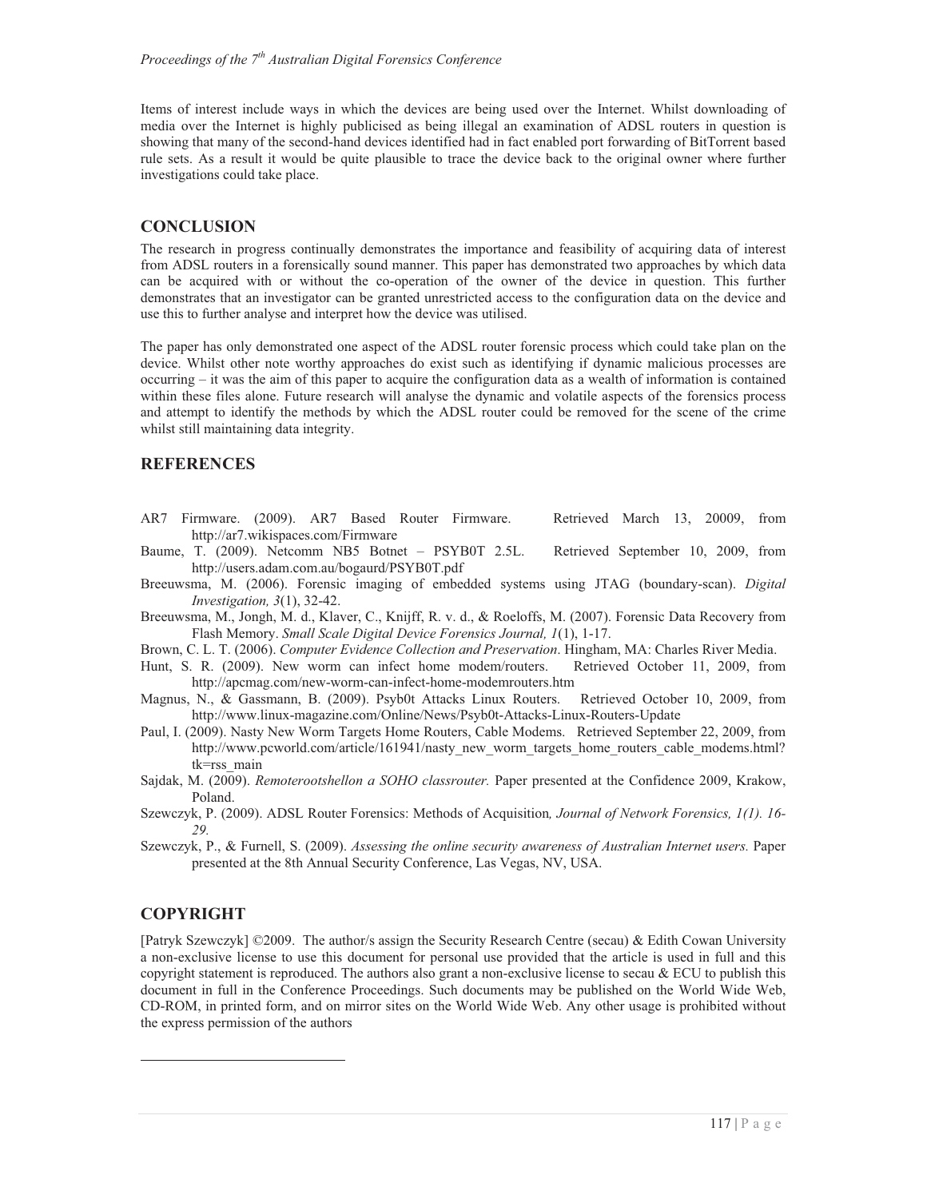Items of interest include ways in which the devices are being used over the Internet. Whilst downloading of media over the Internet is highly publicised as being illegal an examination of ADSL routers in question is showing that many of the second-hand devices identified had in fact enabled port forwarding of BitTorrent based rule sets. As a result it would be quite plausible to trace the device back to the original owner where further investigations could take place.

## CONCLUSION

The research in progress continually demonstrates the importance and feasibility of acquiring data of interest from ADSL routers in a forensically sound manner. This paper has demonstrated two approaches by which data can be acquired with or without the co-operation of the owner of the device in question. This further demonstrates that an investigator can be granted unrestricted access to the configuration data on the device and use this to further analyse and interpret how the device was utilised.

The paper has only demonstrated one aspect of the ADSL router forensic process which could take plan on the device. Whilst other note worthy approaches do exist such as identifying if dynamic malicious processes are occurring – it was the aim of this paper to acquire the configuration data as a wealth of information is contained within these files alone. Future research will analyse the dynamic and volatile aspects of the forensics process and attempt to identify the methods by which the ADSL router could be removed for the scene of the crime whilst still maintaining data integrity.

## REFERENCES

AR7 Firmware. (2009). AR7 Based Router Firmware. Retrieved March 13, 20009, from http://ar7.wikispaces.com/Firmware

Baume, T. (2009). Netcomm NB5 Botnet – PSYB0T 2.5L. Retrieved September 10, 2009, from http://users.adam.com.au/bogaurd/PSYB0T.pdf

Breeuwsma, M. (2006). Forensic imaging of embedded systems using JTAG (boundary-scan). *Digital Investigation, 3*(1), 32-42.

Breeuwsma, M., Jongh, M. d., Klaver, C., Knijff, R. v. d., & Roeloffs, M. (2007). Forensic Data Recovery from Flash Memory. *Small Scale Digital Device Forensics Journal, 1*(1), 1-17.

Brown, C. L. T. (2006). *Computer Evidence Collection and Preservation*. Hingham, MA: Charles River Media.

Hunt, S. R. (2009). New worm can infect home modem/routers. Retrieved October 11, 2009, from http://apcmag.com/new-worm-can-infect-home-modemrouters.htm

Magnus, N., & Gassmann, B. (2009). Psyb0t Attacks Linux Routers. Retrieved October 10, 2009, from http://www.linux-magazine.com/Online/News/Psyb0t-Attacks-Linux-Routers-Update

Paul, I. (2009). Nasty New Worm Targets Home Routers, Cable Modems. Retrieved September 22, 2009, from http://www.pcworld.com/article/161941/nasty_new_worm_targets_home_routers_cable_modems.html?tk=rss_main

Sajdak, M. (2009). *Remoterootshellon a SOHO classrouter.* Paper presented at the Confidence 2009, Krakow, Poland.

Szewczyk, P. (2009). ADSL Router Forensics: Methods of Acquisition*, Journal of Network Forensics, 1(1). 16-29.*

Szewczyk, P., & Furnell, S. (2009). *Assessing the online security awareness of Australian Internet users.* Paper presented at the 8th Annual Security Conference, Las Vegas, NV, USA.

## COPYRIGHT

[Patryk Szewczyk] ©2009. The author/s assign the Security Research Centre (secau) & Edith Cowan University a non-exclusive license to use this document for personal use provided that the article is used in full and this copyright statement is reproduced. The authors also grant a non-exclusive license to secau & ECU to publish this document in full in the Conference Proceedings. Such documents may be published on the World Wide Web, CD-ROM, in printed form, and on mirror sites on the World Wide Web. Any other usage is prohibited without the express permission of the authors